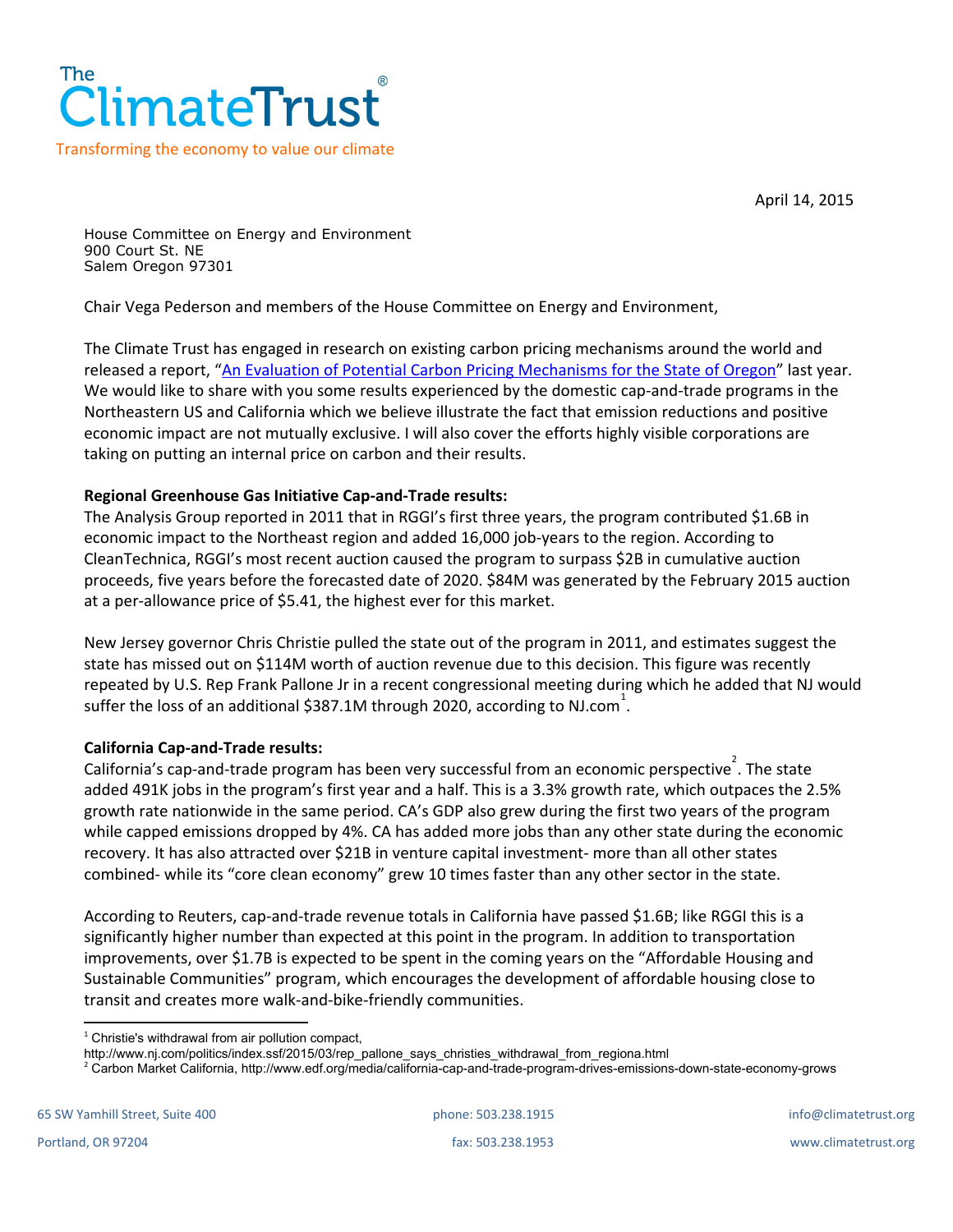The Climate Trust®

Transforming the economy to value our climate

April 14, 2015

House Committee on Energy and Environment
900 Court St. NE
Salem Oregon 97301

Chair Vega Pederson and members of the House Committee on Energy and Environment,

The Climate Trust has engaged in research on existing carbon pricing mechanisms around the world and released a report, "An Evaluation of Potential Carbon Pricing Mechanisms for the State of Oregon" last year. We would like to share with you some results experienced by the domestic cap-and-trade programs in the Northeastern US and California which we believe illustrate the fact that emission reductions and positive economic impact are not mutually exclusive. I will also cover the efforts highly visible corporations are taking on putting an internal price on carbon and their results.

**Regional Greenhouse Gas Initiative Cap-and-Trade results:**

The Analysis Group reported in 2011 that in RGGI's first three years, the program contributed $1.6B in economic impact to the Northeast region and added 16,000 job-years to the region. According to CleanTechnica, RGGI's most recent auction caused the program to surpass $2B in cumulative auction proceeds, five years before the forecasted date of 2020. $84M was generated by the February 2015 auction at a per-allowance price of $5.41, the highest ever for this market.

New Jersey governor Chris Christie pulled the state out of the program in 2011, and estimates suggest the state has missed out on $114M worth of auction revenue due to this decision. This figure was recently repeated by U.S. Rep Frank Pallone Jr in a recent congressional meeting during which he added that NJ would suffer the loss of an additional $387.1M through 2020, according to NJ.com[1].

**California Cap-and-Trade results:**

California's cap-and-trade program has been very successful from an economic perspective[2]. The state added 491K jobs in the program's first year and a half. This is a 3.3% growth rate, which outpaces the 2.5% growth rate nationwide in the same period. CA's GDP also grew during the first two years of the program while capped emissions dropped by 4%. CA has added more jobs than any other state during the economic recovery. It has also attracted over $21B in venture capital investment- more than all other states combined- while its "core clean economy" grew 10 times faster than any other sector in the state.

According to Reuters, cap-and-trade revenue totals in California have passed $1.6B; like RGGI this is a significantly higher number than expected at this point in the program. In addition to transportation improvements, over $1.7B is expected to be spent in the coming years on the "Affordable Housing and Sustainable Communities" program, which encourages the development of affordable housing close to transit and creates more walk-and-bike-friendly communities.

---

[1] Christie's withdrawal from air pollution compact, http://www.nj.com/politics/index.ssf/2015/03/rep_pallone_says_christies_withdrawal_from_regiona.html

[2] Carbon Market California, http://www.edf.org/media/california-cap-and-trade-program-drives-emissions-down-state-economy-grows

65 SW Yamhill Street, Suite 400
Portland, OR 97204

phone: 503.238.1915
fax: 503.238.1953

info@climatetrust.org
www.climatetrust.org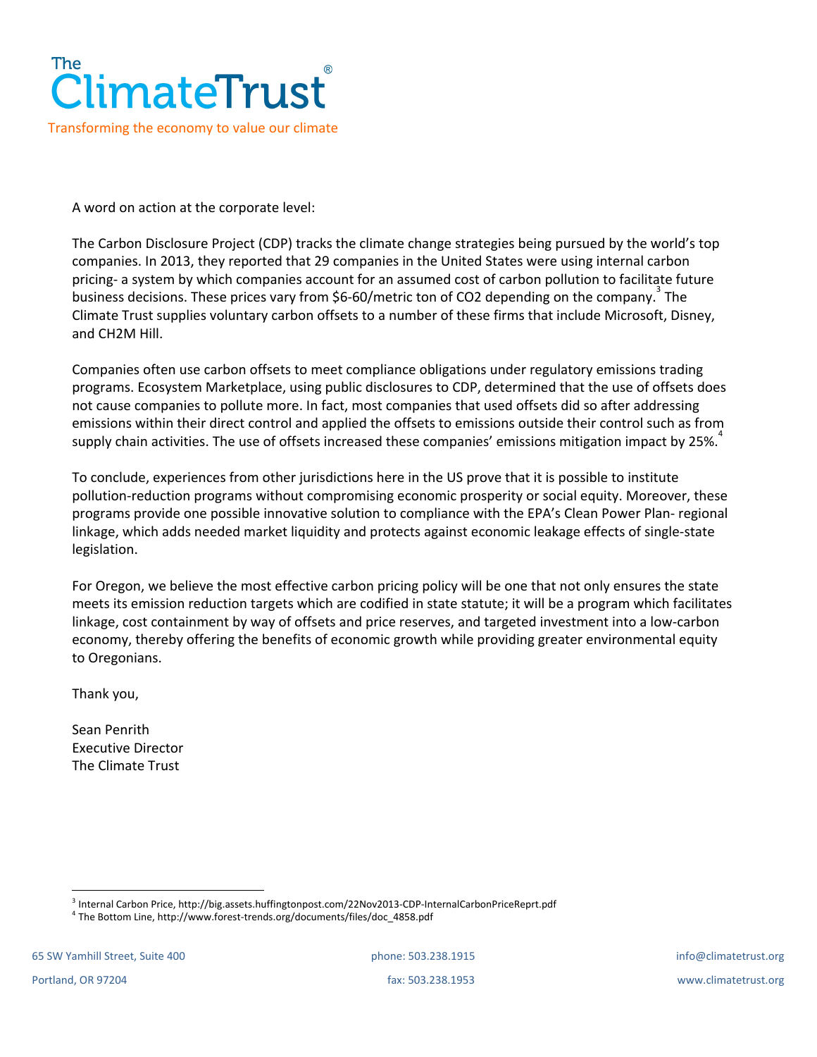# The ClimateTrust®

Transforming the economy to value our climate

A word on action at the corporate level:

The Carbon Disclosure Project (CDP) tracks the climate change strategies being pursued by the world's top companies. In 2013, they reported that 29 companies in the United States were using internal carbon pricing- a system by which companies account for an assumed cost of carbon pollution to facilitate future business decisions. These prices vary from $6-60/metric ton of CO2 depending on the company.[3] The Climate Trust supplies voluntary carbon offsets to a number of these firms that include Microsoft, Disney, and CH2M Hill.

Companies often use carbon offsets to meet compliance obligations under regulatory emissions trading programs. Ecosystem Marketplace, using public disclosures to CDP, determined that the use of offsets does not cause companies to pollute more. In fact, most companies that used offsets did so after addressing emissions within their direct control and applied the offsets to emissions outside their control such as from supply chain activities. The use of offsets increased these companies' emissions mitigation impact by 25%.[4]

To conclude, experiences from other jurisdictions here in the US prove that it is possible to institute pollution-reduction programs without compromising economic prosperity or social equity. Moreover, these programs provide one possible innovative solution to compliance with the EPA's Clean Power Plan- regional linkage, which adds needed market liquidity and protects against economic leakage effects of single-state legislation.

For Oregon, we believe the most effective carbon pricing policy will be one that not only ensures the state meets its emission reduction targets which are codified in state statute; it will be a program which facilitates linkage, cost containment by way of offsets and price reserves, and targeted investment into a low-carbon economy, thereby offering the benefits of economic growth while providing greater environmental equity to Oregonians.

Thank you,

Sean Penrith
Executive Director
The Climate Trust

---

[3] Internal Carbon Price, http://big.assets.huffingtonpost.com/22Nov2013-CDP-InternalCarbonPriceReprt.pdf

[4] The Bottom Line, http://www.forest-trends.org/documents/files/doc_4858.pdf

65 SW Yamhill Street, Suite 400
Portland, OR 97204

phone: 503.238.1915
fax: 503.238.1953

info@climatetrust.org
www.climatetrust.org